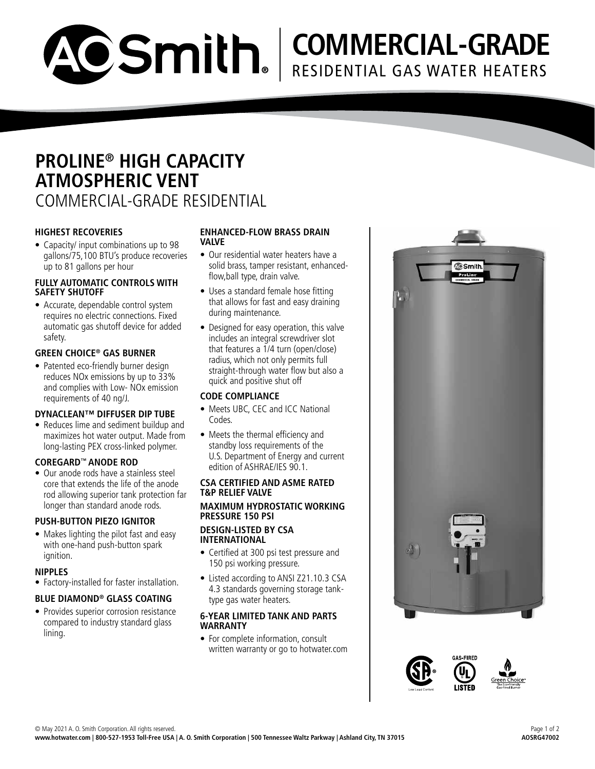# A.O. Smith COMMERCIAL-GRADE RESIDENTIAL GAS WATER HEATERS

## PROLINE® HIGH CAPACITY ATMOSPHERIC VENT

COMMERCIAL-GRADE RESIDENTIAL

### HIGHEST RECOVERIES

- Capacity/ input combinations up to 98 gallons/75,100 BTU's produce recoveries up to 81 gallons per hour

### FULLY AUTOMATIC CONTROLS WITH SAFETY SHUTOFF

- Accurate, dependable control system requires no electric connections. Fixed automatic gas shutoff device for added safety.

### GREEN CHOICE® GAS BURNER

- Patented eco-friendly burner design reduces NOx emissions by up to 33% and complies with Low- NOx emission requirements of 40 ng/J.

### DYNACLEAN™ DIFFUSER DIP TUBE

- Reduces lime and sediment buildup and maximizes hot water output. Made from long-lasting PEX cross-linked polymer.

### COREGARD™ ANODE ROD

- Our anode rods have a stainless steel core that extends the life of the anode rod allowing superior tank protection far longer than standard anode rods.

### PUSH-BUTTON PIEZO IGNITOR

- Makes lighting the pilot fast and easy with one-hand push-button spark ignition.

### NIPPLES

- Factory-installed for faster installation.

### BLUE DIAMOND® GLASS COATING

- Provides superior corrosion resistance compared to industry standard glass lining.

### ENHANCED-FLOW BRASS DRAIN VALVE

- Our residential water heaters have a solid brass, tamper resistant, enhanced-flow,ball type, drain valve.
- Uses a standard female hose fitting that allows for fast and easy draining during maintenance.
- Designed for easy operation, this valve includes an integral screwdriver slot that features a 1/4 turn (open/close) radius, which not only permits full straight-through water flow but also a quick and positive shut off

### CODE COMPLIANCE

- Meets UBC, CEC and ICC National Codes.
- Meets the thermal efficiency and standby loss requirements of the U.S. Department of Energy and current edition of ASHRAE/IES 90.1.

### CSA CERTIFIED AND ASME RATED T&P RELIEF VALVE

### MAXIMUM HYDROSTATIC WORKING PRESSURE 150 PSI

### DESIGN-LISTED BY CSA INTERNATIONAL

- Certified at 300 psi test pressure and 150 psi working pressure.
- Listed according to ANSI Z21.10.3 CSA 4.3 standards governing storage tank-type gas water heaters.

### 6-YEAR LIMITED TANK AND PARTS WARRANTY

- For complete information, consult written warranty or go to hotwater.com

Low Lead Content

GAS-FIRED LISTED

Green Choice™ The Eco-Friendly Gas-Fired Burner

© May 2021 A. O. Smith Corporation. All rights reserved.

**www.hotwater.com | 800-527-1953 Toll-Free USA | A. O. Smith Corporation | 500 Tennessee Waltz Parkway | Ashland City, TN 37015**

**AOSRG47002**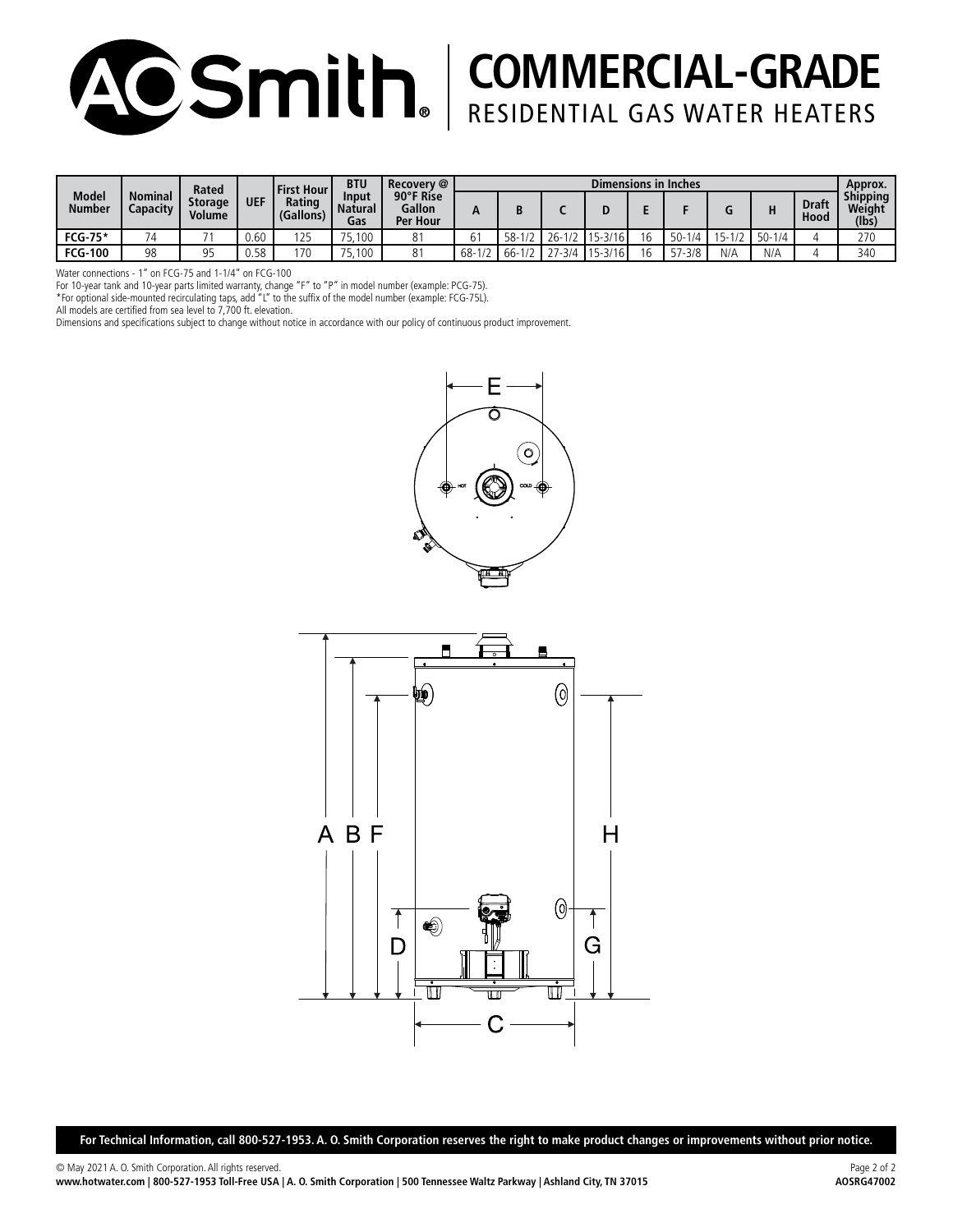# AO Smith | COMMERCIAL-GRADE RESIDENTIAL GAS WATER HEATERS

| Model Number | Nominal Capacity | Rated Storage Volume | UEF | First Hour Rating (Gallons) | BTU Input Natural Gas | Recovery @ 90°F Rise Gallon Per Hour | Dimensions in Inches | | | | | | | | | | Approx. Shipping Weight (lbs) |
|---|---|---|---|---|---|---|---|---|---|---|---|---|---|---|---|---|---|
| | | | | | | | A | B | C | D | E | F | G | H | Draft Hood | |
| FCG-75* | 74 | 71 | 0.60 | 125 | 75,100 | 81 | 61 | 58-1/2 | 26-1/2 | 15-3/16 | 16 | 50-1/4 | 15-1/2 | 50-1/4 | 4 | 270 |
| FCG-100 | 98 | 95 | 0.58 | 170 | 75,100 | 81 | 68-1/2 | 66-1/2 | 27-3/4 | 15-3/16 | 16 | 57-3/8 | N/A | N/A | 4 | 340 |

Water connections - 1" on FCG-75 and 1-1/4" on FCG-100

For 10-year tank and 10-year parts limited warranty, change "F" to "P" in model number (example: PCG-75).

*For optional side-mounted recirculating taps, add "L" to the suffix of the model number (example: FCG-75L).

All models are certified from sea level to 7,700 ft. elevation.

Dimensions and specifications subject to change without notice in accordance with our policy of continuous product improvement.

E

HOT

COLD

A B F

H

D

G

C

**For Technical Information, call 800-527-1953. A. O. Smith Corporation reserves the right to make product changes or improvements without prior notice.**

© May 2021 A. O. Smith Corporation. All rights reserved.

**www.hotwater.com | 800-527-1953 Toll-Free USA | A. O. Smith Corporation | 500 Tennessee Waltz Parkway | Ashland City, TN 37015**

**AOSRG47002**